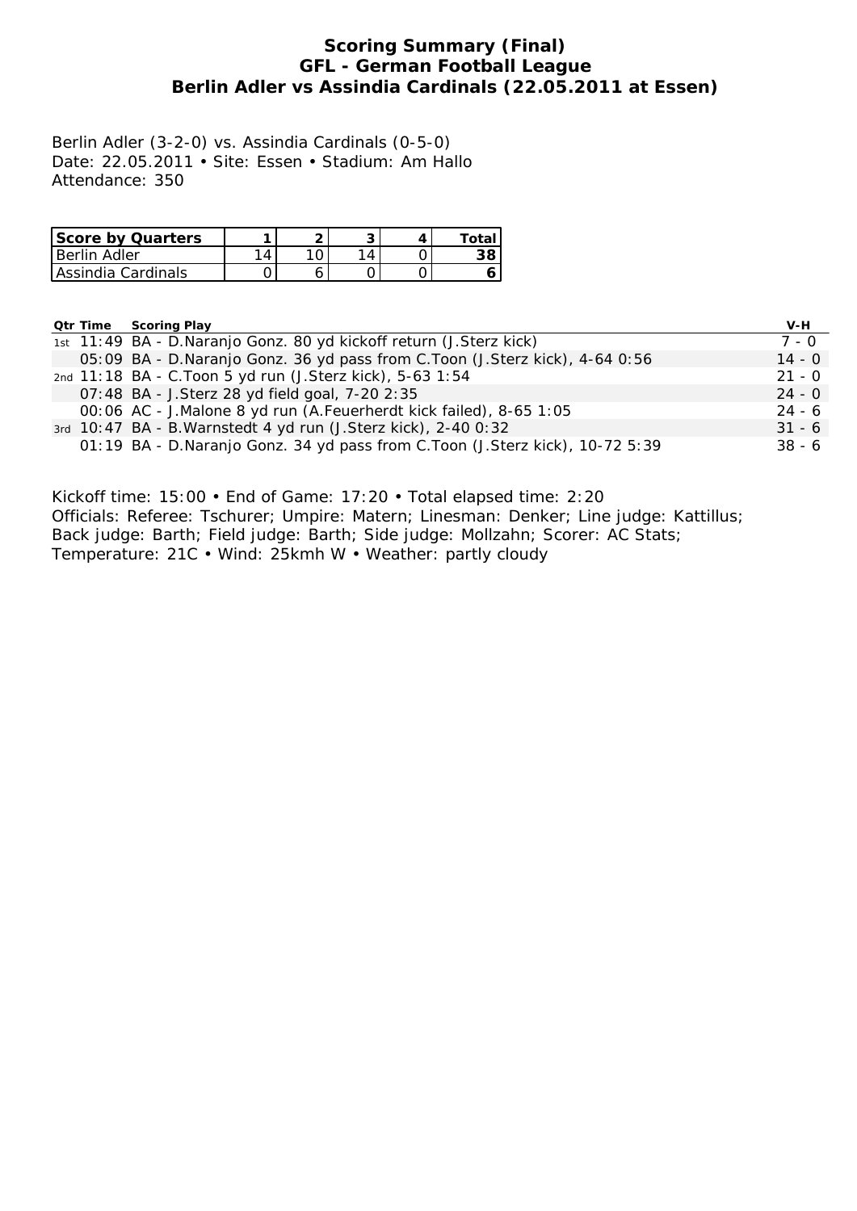# Scoring Summary (Final)
# GFL - German Football League
# Berlin Adler vs Assindia Cardinals (22.05.2011 at Essen)

Berlin Adler (3-2-0) vs. Assindia Cardinals (0-5-0)
Date: 22.05.2011 • Site: Essen • Stadium: Am Hallo
Attendance: 350

| Score by Quarters | 1 | 2 | 3 | 4 | Total |
|---|---|---|---|---|---|
| Berlin Adler | 14 | 10 | 14 | 0 | **38** |
| Assindia Cardinals | 0 | 6 | 0 | 0 | **6** |

| Qtr | Time | Scoring Play | V-H |
|---|---|---|---|
| 1st | 11:49 | BA - D.Naranjo Gonz. 80 yd kickoff return (J.Sterz kick) | 7 - 0 |
| | 05:09 | BA - D.Naranjo Gonz. 36 yd pass from C.Toon (J.Sterz kick), 4-64 0:56 | 14 - 0 |
| 2nd | 11:18 | BA - C.Toon 5 yd run (J.Sterz kick), 5-63 1:54 | 21 - 0 |
| | 07:48 | BA - J.Sterz 28 yd field goal, 7-20 2:35 | 24 - 0 |
| | 00:06 | AC - J.Malone 8 yd run (A.Feuerherdt kick failed), 8-65 1:05 | 24 - 6 |
| 3rd | 10:47 | BA - B.Warnstedt 4 yd run (J.Sterz kick), 2-40 0:32 | 31 - 6 |
| | 01:19 | BA - D.Naranjo Gonz. 34 yd pass from C.Toon (J.Sterz kick), 10-72 5:39 | 38 - 6 |

Kickoff time: 15:00 • End of Game: 17:20 • Total elapsed time: 2:20
Officials: Referee: Tschurer; Umpire: Matern; Linesman: Denker; Line judge: Kattillus; Back judge: Barth; Field judge: Barth; Side judge: Mollzahn; Scorer: AC Stats;
Temperature: 21C • Wind: 25kmh W • Weather: partly cloudy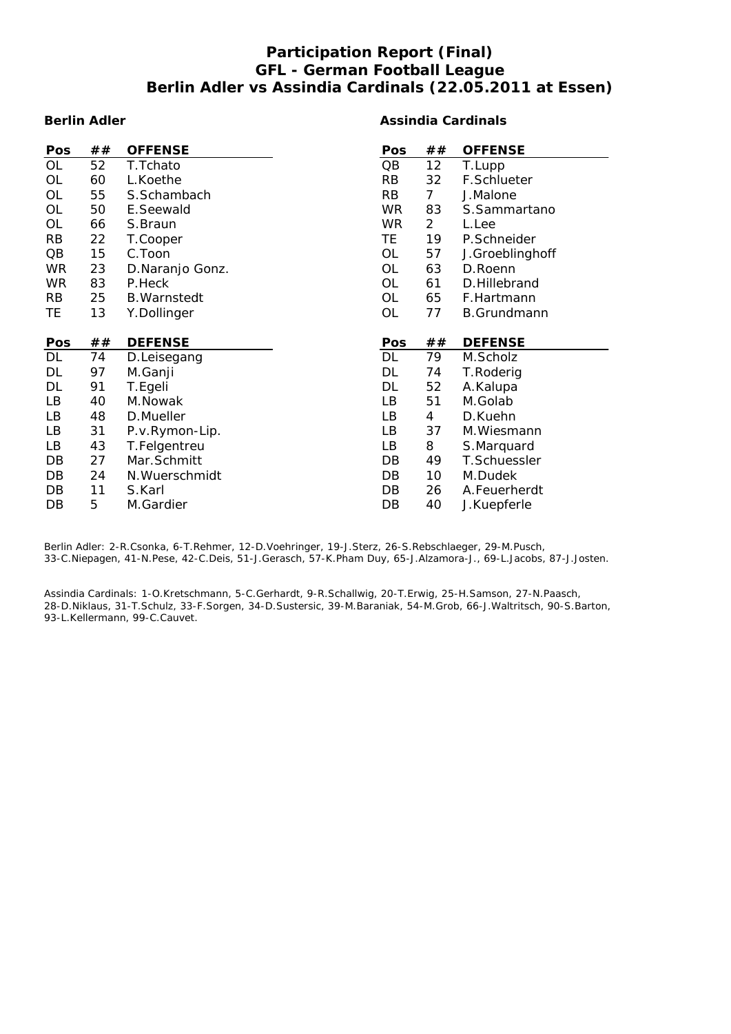# Participation Report (Final)
## GFL - German Football League
## Berlin Adler vs Assindia Cardinals (22.05.2011 at Essen)

### Berlin Adler

| Pos | ## | OFFENSE |
|---|---|---|
| OL | 52 | T.Tchato |
| OL | 60 | L.Koethe |
| OL | 55 | S.Schambach |
| OL | 50 | E.Seewald |
| OL | 66 | S.Braun |
| RB | 22 | T.Cooper |
| QB | 15 | C.Toon |
| WR | 23 | D.Naranjo Gonz. |
| WR | 83 | P.Heck |
| RB | 25 | B.Warnstedt |
| TE | 13 | Y.Dollinger |

| Pos | ## | DEFENSE |
|---|---|---|
| DL | 74 | D.Leisegang |
| DL | 97 | M.Ganji |
| DL | 91 | T.Egeli |
| LB | 40 | M.Nowak |
| LB | 48 | D.Mueller |
| LB | 31 | P.v.Rymon-Lip. |
| LB | 43 | T.Felgentreu |
| DB | 27 | Mar.Schmitt |
| DB | 24 | N.Wuerschmidt |
| DB | 11 | S.Karl |
| DB | 5 | M.Gardier |

### Assindia Cardinals

| Pos | ## | OFFENSE |
|---|---|---|
| QB | 12 | T.Lupp |
| RB | 32 | F.Schlueter |
| RB | 7 | J.Malone |
| WR | 83 | S.Sammartano |
| WR | 2 | L.Lee |
| TE | 19 | P.Schneider |
| OL | 57 | J.Groeblinghoff |
| OL | 63 | D.Roenn |
| OL | 61 | D.Hillebrand |
| OL | 65 | F.Hartmann |
| OL | 77 | B.Grundmann |

| Pos | ## | DEFENSE |
|---|---|---|
| DL | 79 | M.Scholz |
| DL | 74 | T.Roderig |
| DL | 52 | A.Kalupa |
| LB | 51 | M.Golab |
| LB | 4 | D.Kuehn |
| LB | 37 | M.Wiesmann |
| LB | 8 | S.Marquard |
| DB | 49 | T.Schuessler |
| DB | 10 | M.Dudek |
| DB | 26 | A.Feuerherdt |
| DB | 40 | J.Kuepferle |

Berlin Adler: 2-R.Csonka, 6-T.Rehmer, 12-D.Voehringer, 19-J.Sterz, 26-S.Rebschlaeger, 29-M.Pusch, 33-C.Niepagen, 41-N.Pese, 42-C.Deis, 51-J.Gerasch, 57-K.Pham Duy, 65-J.Alzamora-J., 69-L.Jacobs, 87-J.Josten.

Assindia Cardinals: 1-O.Kretschmann, 5-C.Gerhardt, 9-R.Schallwig, 20-T.Erwig, 25-H.Samson, 27-N.Paasch, 28-D.Niklaus, 31-T.Schulz, 33-F.Sorgen, 34-D.Sustersic, 39-M.Baraniak, 54-M.Grob, 66-J.Waltritsch, 90-S.Barton, 93-L.Kellermann, 99-C.Cauvet.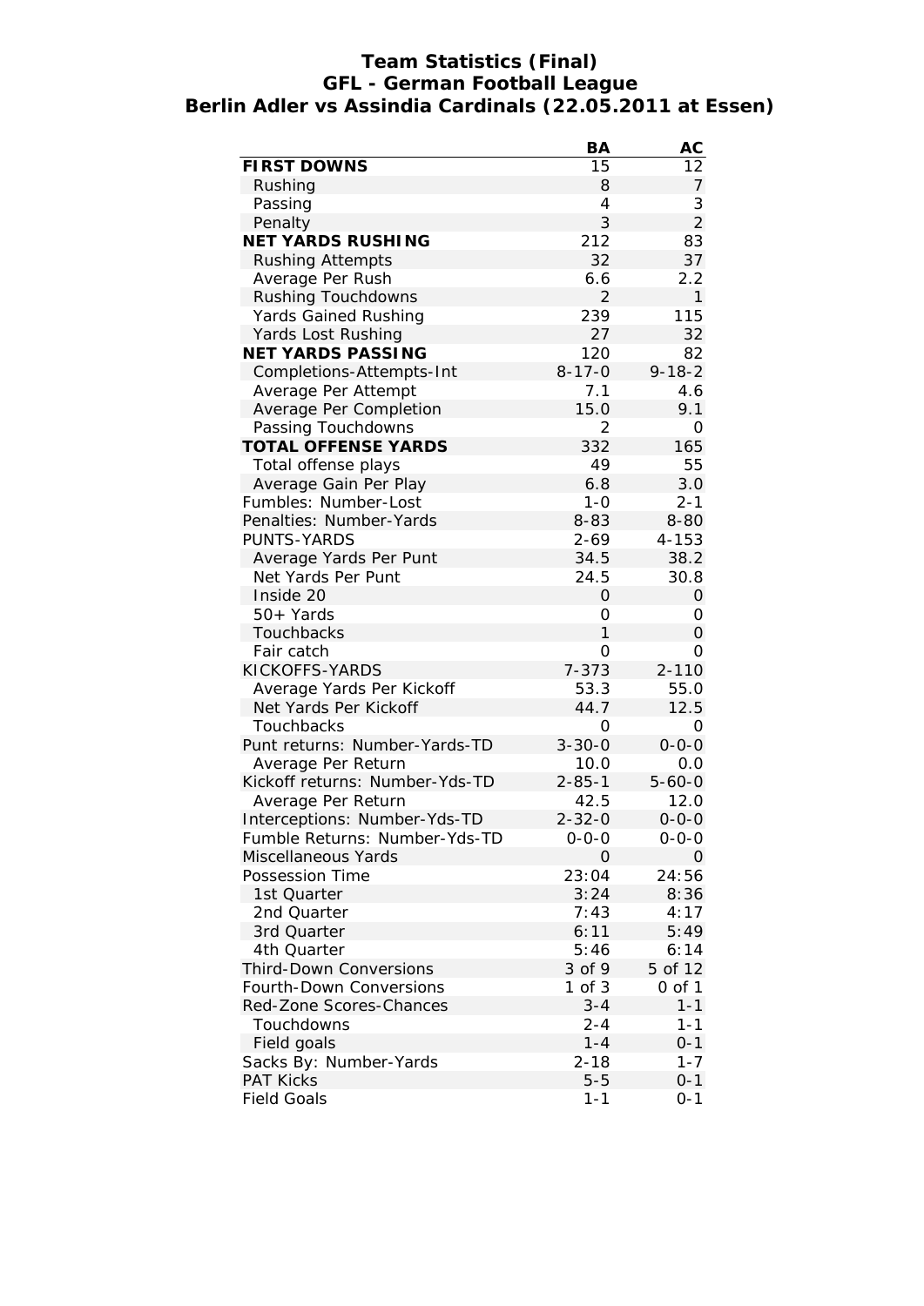# Team Statistics (Final)
## GFL - German Football League
## Berlin Adler vs Assindia Cardinals (22.05.2011 at Essen)

| | BA | AC |
|---|---|---|
| **FIRST DOWNS** | 15 | 12 |
| Rushing | 8 | 7 |
| Passing | 4 | 3 |
| Penalty | 3 | 2 |
| **NET YARDS RUSHING** | 212 | 83 |
| Rushing Attempts | 32 | 37 |
| Average Per Rush | 6.6 | 2.2 |
| Rushing Touchdowns | 2 | 1 |
| Yards Gained Rushing | 239 | 115 |
| Yards Lost Rushing | 27 | 32 |
| **NET YARDS PASSING** | 120 | 82 |
| Completions-Attempts-Int | 8-17-0 | 9-18-2 |
| Average Per Attempt | 7.1 | 4.6 |
| Average Per Completion | 15.0 | 9.1 |
| Passing Touchdowns | 2 | 0 |
| **TOTAL OFFENSE YARDS** | 332 | 165 |
| Total offense plays | 49 | 55 |
| Average Gain Per Play | 6.8 | 3.0 |
| Fumbles: Number-Lost | 1-0 | 2-1 |
| Penalties: Number-Yards | 8-83 | 8-80 |
| PUNTS-YARDS | 2-69 | 4-153 |
| Average Yards Per Punt | 34.5 | 38.2 |
| Net Yards Per Punt | 24.5 | 30.8 |
| Inside 20 | 0 | 0 |
| 50+ Yards | 0 | 0 |
| Touchbacks | 1 | 0 |
| Fair catch | 0 | 0 |
| KICKOFFS-YARDS | 7-373 | 2-110 |
| Average Yards Per Kickoff | 53.3 | 55.0 |
| Net Yards Per Kickoff | 44.7 | 12.5 |
| Touchbacks | 0 | 0 |
| Punt returns: Number-Yards-TD | 3-30-0 | 0-0-0 |
| Average Per Return | 10.0 | 0.0 |
| Kickoff returns: Number-Yds-TD | 2-85-1 | 5-60-0 |
| Average Per Return | 42.5 | 12.0 |
| Interceptions: Number-Yds-TD | 2-32-0 | 0-0-0 |
| Fumble Returns: Number-Yds-TD | 0-0-0 | 0-0-0 |
| Miscellaneous Yards | 0 | 0 |
| Possession Time | 23:04 | 24:56 |
| 1st Quarter | 3:24 | 8:36 |
| 2nd Quarter | 7:43 | 4:17 |
| 3rd Quarter | 6:11 | 5:49 |
| 4th Quarter | 5:46 | 6:14 |
| Third-Down Conversions | 3 of 9 | 5 of 12 |
| Fourth-Down Conversions | 1 of 3 | 0 of 1 |
| Red-Zone Scores-Chances | 3-4 | 1-1 |
| Touchdowns | 2-4 | 1-1 |
| Field goals | 1-4 | 0-1 |
| Sacks By: Number-Yards | 2-18 | 1-7 |
| PAT Kicks | 5-5 | 0-1 |
| Field Goals | 1-1 | 0-1 |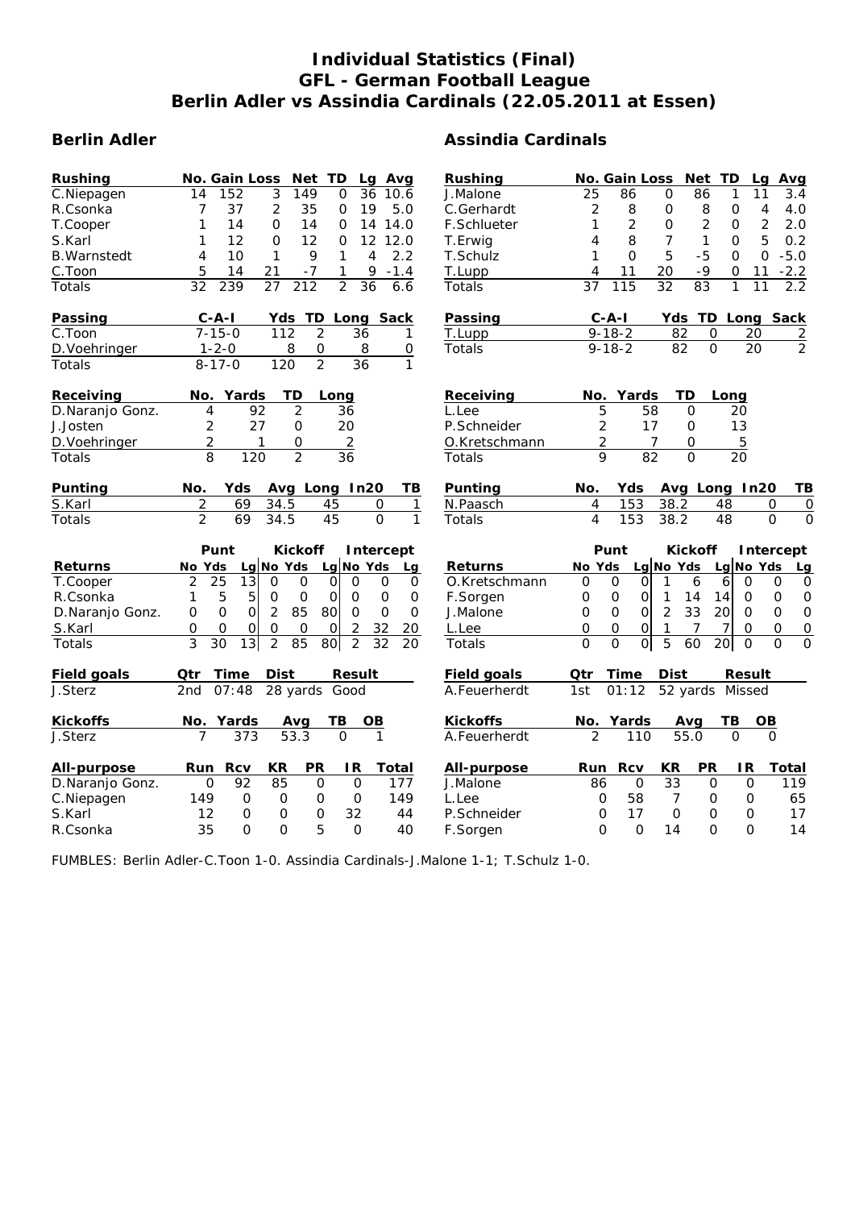# Individual Statistics (Final)
## GFL - German Football League
## Berlin Adler vs Assindia Cardinals (22.05.2011 at Essen)

### Berlin Adler

| Rushing | No. | Gain | Loss | Net | TD | Lg | Avg |
|---|---|---|---|---|---|---|---|
| C.Niepagen | 14 | 152 | 3 | 149 | 0 | 36 | 10.6 |
| R.Csonka | 7 | 37 | 2 | 35 | 0 | 19 | 5.0 |
| T.Cooper | 1 | 14 | 0 | 14 | 0 | 14 | 14.0 |
| S.Karl | 1 | 12 | 0 | 12 | 0 | 12 | 12.0 |
| B.Warnstedt | 4 | 10 | 1 | 9 | 1 | 4 | 2.2 |
| C.Toon | 5 | 14 | 21 | -7 | 1 | 9 | -1.4 |
| Totals | 32 | 239 | 27 | 212 | 2 | 36 | 6.6 |

| Passing | C-A-I | Yds | TD | Long | Sack |
|---|---|---|---|---|---|
| C.Toon | 7-15-0 | 112 | 2 | 36 | 1 |
| D.Voehringer | 1-2-0 | 8 | 0 | 8 | 0 |
| Totals | 8-17-0 | 120 | 2 | 36 | 1 |

| Receiving | No. | Yards | TD | Long |
|---|---|---|---|---|
| D.Naranjo Gonz. | 4 | 92 | 2 | 36 |
| J.Josten | 2 | 27 | 0 | 20 |
| D.Voehringer | 2 | 1 | 0 | 2 |
| Totals | 8 | 120 | 2 | 36 |

| Punting | No. | Yds | Avg | Long | In20 | TB |
|---|---|---|---|---|---|---|
| S.Karl | 2 | 69 | 34.5 | 45 | 0 | 1 |
| Totals | 2 | 69 | 34.5 | 45 | 0 | 1 |

| | Punt | | | Kickoff | | | Intercept | | |
|---|---|---|---|---|---|---|---|---|---|
| Returns | No | Yds | Lg | No | Yds | Lg | No | Yds | Lg |
| T.Cooper | 2 | 25 | 13 | 0 | 0 | 0 | 0 | 0 | 0 |
| R.Csonka | 1 | 5 | 5 | 0 | 0 | 0 | 0 | 0 | 0 |
| D.Naranjo Gonz. | 0 | 0 | 0 | 2 | 85 | 80 | 0 | 0 | 0 |
| S.Karl | 0 | 0 | 0 | 0 | 0 | 0 | 2 | 32 | 20 |
| Totals | 3 | 30 | 13 | 2 | 85 | 80 | 2 | 32 | 20 |

| Field goals | Qtr | Time | Dist | Result |
|---|---|---|---|---|
| J.Sterz | 2nd | 07:48 | 28 yards | Good |

| Kickoffs | No. | Yards | Avg | TB | OB |
|---|---|---|---|---|---|
| J.Sterz | 7 | 373 | 53.3 | 0 | 1 |

| All-purpose | Run | Rcv | KR | PR | IR | Total |
|---|---|---|---|---|---|---|
| D.Naranjo Gonz. | 0 | 92 | 85 | 0 | 0 | 177 |
| C.Niepagen | 149 | 0 | 0 | 0 | 0 | 149 |
| S.Karl | 12 | 0 | 0 | 0 | 32 | 44 |
| R.Csonka | 35 | 0 | 0 | 5 | 0 | 40 |

### Assindia Cardinals

| Rushing | No. | Gain | Loss | Net | TD | Lg | Avg |
|---|---|---|---|---|---|---|---|
| J.Malone | 25 | 86 | 0 | 86 | 1 | 11 | 3.4 |
| C.Gerhardt | 2 | 8 | 0 | 8 | 0 | 4 | 4.0 |
| F.Schlueter | 1 | 2 | 0 | 2 | 0 | 2 | 2.0 |
| T.Erwig | 4 | 8 | 7 | 1 | 0 | 5 | 0.2 |
| T.Schulz | 1 | 0 | 5 | -5 | 0 | 0 | -5.0 |
| T.Lupp | 4 | 11 | 20 | -9 | 0 | 11 | -2.2 |
| Totals | 37 | 115 | 32 | 83 | 1 | 11 | 2.2 |

| Passing | C-A-I | Yds | TD | Long | Sack |
|---|---|---|---|---|---|
| T.Lupp | 9-18-2 | 82 | 0 | 20 | 2 |
| Totals | 9-18-2 | 82 | 0 | 20 | 2 |

| Receiving | No. | Yards | TD | Long |
|---|---|---|---|---|
| L.Lee | 5 | 58 | 0 | 20 |
| P.Schneider | 2 | 17 | 0 | 13 |
| O.Kretschmann | 2 | 7 | 0 | 5 |
| Totals | 9 | 82 | 0 | 20 |

| Punting | No. | Yds | Avg | Long | In20 | TB |
|---|---|---|---|---|---|---|
| N.Paasch | 4 | 153 | 38.2 | 48 | 0 | 0 |
| Totals | 4 | 153 | 38.2 | 48 | 0 | 0 |

| | Punt | | | Kickoff | | | Intercept | | |
|---|---|---|---|---|---|---|---|---|---|
| Returns | No | Yds | Lg | No | Yds | Lg | No | Yds | Lg |
| O.Kretschmann | 0 | 0 | 0 | 1 | 6 | 6 | 0 | 0 | 0 |
| F.Sorgen | 0 | 0 | 0 | 1 | 14 | 14 | 0 | 0 | 0 |
| J.Malone | 0 | 0 | 0 | 2 | 33 | 20 | 0 | 0 | 0 |
| L.Lee | 0 | 0 | 0 | 1 | 7 | 7 | 0 | 0 | 0 |
| Totals | 0 | 0 | 0 | 5 | 60 | 20 | 0 | 0 | 0 |

| Field goals | Qtr | Time | Dist | Result |
|---|---|---|---|---|
| A.Feuerherdt | 1st | 01:12 | 52 yards | Missed |

| Kickoffs | No. | Yards | Avg | TB | OB |
|---|---|---|---|---|---|
| A.Feuerherdt | 2 | 110 | 55.0 | 0 | 0 |

| All-purpose | Run | Rcv | KR | PR | IR | Total |
|---|---|---|---|---|---|---|
| J.Malone | 86 | 0 | 33 | 0 | 0 | 119 |
| L.Lee | 0 | 58 | 7 | 0 | 0 | 65 |
| P.Schneider | 0 | 17 | 0 | 0 | 0 | 17 |
| F.Sorgen | 0 | 0 | 14 | 0 | 0 | 14 |

FUMBLES: Berlin Adler-C.Toon 1-0. Assindia Cardinals-J.Malone 1-1; T.Schulz 1-0.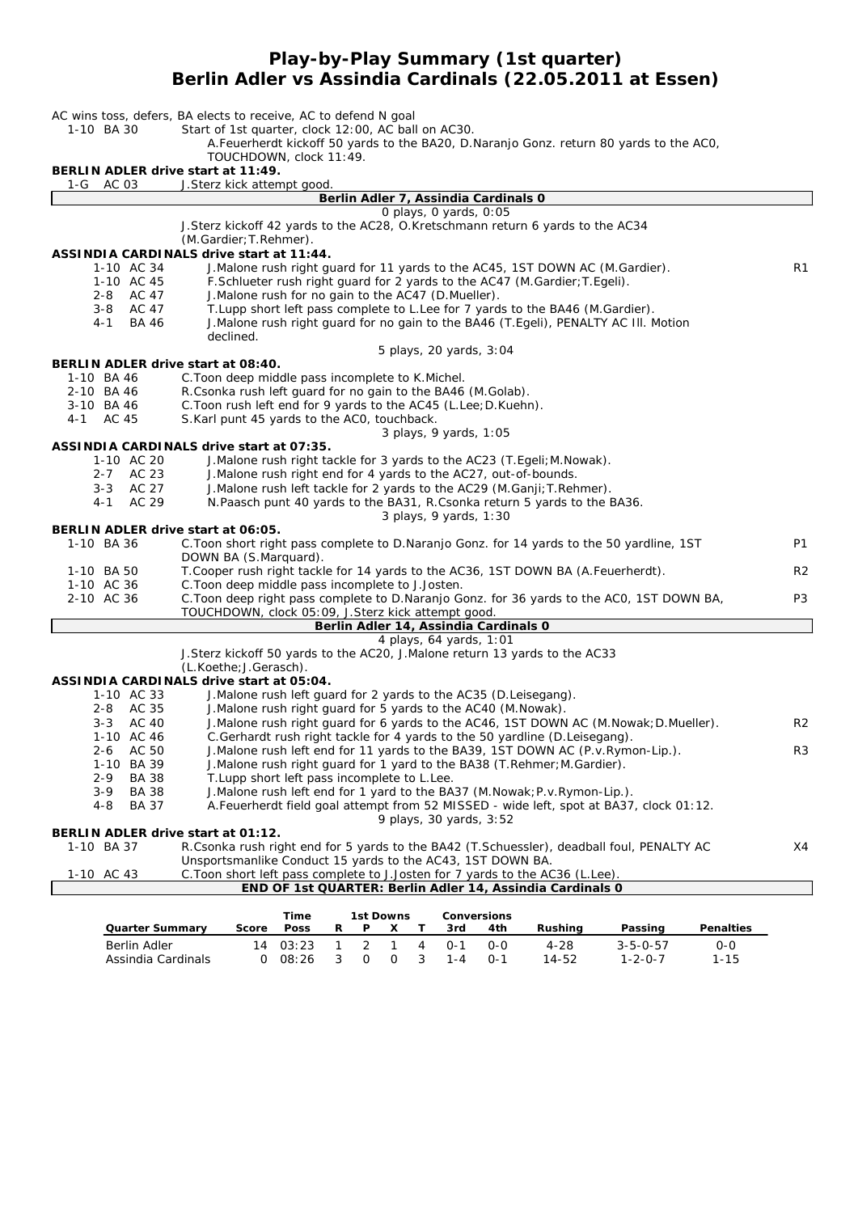# Play-by-Play Summary (1st quarter)
## Berlin Adler vs Assindia Cardinals (22.05.2011 at Essen)

AC wins toss, defers, BA elects to receive, AC to defend N goal

| Down | Play | |
|---|---|---|
| 1-10 BA 30 | Start of 1st quarter, clock 12:00, AC ball on AC30. | |
| | A.Feuerherdt kickoff 50 yards to the BA20, D.Naranjo Gonz. return 80 yards to the AC0, TOUCHDOWN, clock 11:49. | |
| **BERLIN ADLER drive start at 11:49.** | | |
| 1-G AC 03 | J.Sterz kick attempt good. | |
| | **Berlin Adler 7, Assindia Cardinals 0** | |
| | 0 plays, 0 yards, 0:05 | |
| | J.Sterz kickoff 42 yards to the AC28, O.Kretschmann return 6 yards to the AC34 (M.Gardier;T.Rehmer). | |
| **ASSINDIA CARDINALS drive start at 11:44.** | | |
| 1-10 AC 34 | J.Malone rush right guard for 11 yards to the AC45, 1ST DOWN AC (M.Gardier). | R1 |
| 1-10 AC 45 | F.Schlueter rush right guard for 2 yards to the AC47 (M.Gardier;T.Egeli). | |
| 2-8 AC 47 | J.Malone rush for no gain to the AC47 (D.Mueller). | |
| 3-8 AC 47 | T.Lupp short left pass complete to L.Lee for 7 yards to the BA46 (M.Gardier). | |
| 4-1 BA 46 | J.Malone rush right guard for no gain to the BA46 (T.Egeli), PENALTY AC Ill. Motion declined. | |
| | 5 plays, 20 yards, 3:04 | |
| **BERLIN ADLER drive start at 08:40.** | | |
| 1-10 BA 46 | C.Toon deep middle pass incomplete to K.Michel. | |
| 2-10 BA 46 | R.Csonka rush left guard for no gain to the BA46 (M.Golab). | |
| 3-10 BA 46 | C.Toon rush left end for 9 yards to the AC45 (L.Lee;D.Kuehn). | |
| 4-1 AC 45 | S.Karl punt 45 yards to the AC0, touchback. | |
| | 3 plays, 9 yards, 1:05 | |
| **ASSINDIA CARDINALS drive start at 07:35.** | | |
| 1-10 AC 20 | J.Malone rush right tackle for 3 yards to the AC23 (T.Egeli;M.Nowak). | |
| 2-7 AC 23 | J.Malone rush right end for 4 yards to the AC27, out-of-bounds. | |
| 3-3 AC 27 | J.Malone rush left tackle for 2 yards to the AC29 (M.Ganji;T.Rehmer). | |
| 4-1 AC 29 | N.Paasch punt 40 yards to the BA31, R.Csonka return 5 yards to the BA36. | |
| | 3 plays, 9 yards, 1:30 | |
| **BERLIN ADLER drive start at 06:05.** | | |
| 1-10 BA 36 | C.Toon short right pass complete to D.Naranjo Gonz. for 14 yards to the 50 yardline, 1ST DOWN BA (S.Marquard). | P1 |
| 1-10 BA 50 | T.Cooper rush right tackle for 14 yards to the AC36, 1ST DOWN BA (A.Feuerherdt). | R2 |
| 1-10 AC 36 | C.Toon deep middle pass incomplete to J.Josten. | |
| 2-10 AC 36 | C.Toon deep right pass complete to D.Naranjo Gonz. for 36 yards to the AC0, 1ST DOWN BA, TOUCHDOWN, clock 05:09, J.Sterz kick attempt good. | P3 |
| | **Berlin Adler 14, Assindia Cardinals 0** | |
| | 4 plays, 64 yards, 1:01 | |
| | J.Sterz kickoff 50 yards to the AC20, J.Malone return 13 yards to the AC33 (L.Koethe;J.Gerasch). | |
| **ASSINDIA CARDINALS drive start at 05:04.** | | |
| 1-10 AC 33 | J.Malone rush left guard for 2 yards to the AC35 (D.Leisegang). | |
| 2-8 AC 35 | J.Malone rush right guard for 5 yards to the AC40 (M.Nowak). | |
| 3-3 AC 40 | J.Malone rush right guard for 6 yards to the AC46, 1ST DOWN AC (M.Nowak;D.Mueller). | R2 |
| 1-10 AC 46 | C.Gerhardt rush right tackle for 4 yards to the 50 yardline (D.Leisegang). | |
| 2-6 AC 50 | J.Malone rush left end for 11 yards to the BA39, 1ST DOWN AC (P.v.Rymon-Lip.). | R3 |
| 1-10 BA 39 | J.Malone rush right guard for 1 yard to the BA38 (T.Rehmer;M.Gardier). | |
| 2-9 BA 38 | T.Lupp short left pass incomplete to L.Lee. | |
| 3-9 BA 38 | J.Malone rush left end for 1 yard to the BA37 (M.Nowak;P.v.Rymon-Lip.). | |
| 4-8 BA 37 | A.Feuerherdt field goal attempt from 52 MISSED - wide left, spot at BA37, clock 01:12. | |
| | 9 plays, 30 yards, 3:52 | |
| **BERLIN ADLER drive start at 01:12.** | | |
| 1-10 BA 37 | R.Csonka rush right end for 5 yards to the BA42 (T.Schuessler), deadball foul, PENALTY AC Unsportsmanlike Conduct 15 yards to the AC43, 1ST DOWN BA. | X4 |
| 1-10 AC 43 | C.Toon short left pass complete to J.Josten for 7 yards to the AC36 (L.Lee). | |
| | **END OF 1st QUARTER: Berlin Adler 14, Assindia Cardinals 0** | |

| Quarter Summary | Score | Time Poss | 1st Downs R | P | X | T | Conversions 3rd | 4th | Rushing | Passing | Penalties |
|---|---|---|---|---|---|---|---|---|---|---|---|
| Berlin Adler | 14 | 03:23 | 1 | 2 | 1 | 4 | 0-1 | 0-0 | 4-28 | 3-5-0-57 | 0-0 |
| Assindia Cardinals | 0 | 08:26 | 3 | 0 | 0 | 3 | 1-4 | 0-1 | 14-52 | 1-2-0-7 | 1-15 |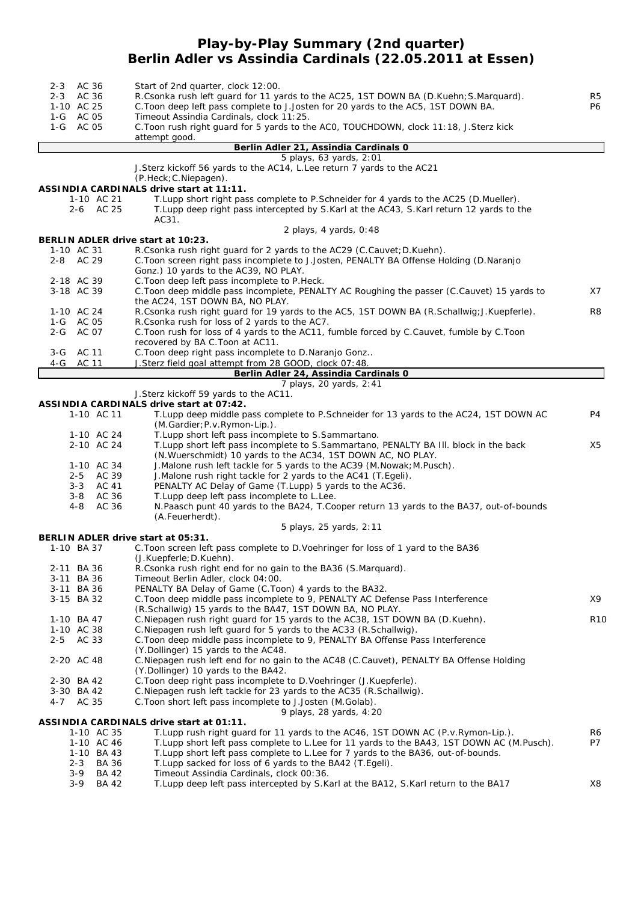# Play-by-Play Summary (2nd quarter)
## Berlin Adler vs Assindia Cardinals (22.05.2011 at Essen)

| Down | Spot | Play | |
|---|---|---|---|
| 2-3 | AC 36 | Start of 2nd quarter, clock 12:00. | |
| 2-3 | AC 36 | R.Csonka rush left guard for 11 yards to the AC25, 1ST DOWN BA (D.Kuehn;S.Marquard). | R5 |
| 1-10 | AC 25 | C.Toon deep left pass complete to J.Josten for 20 yards to the AC5, 1ST DOWN BA. | P6 |
| 1-G | AC 05 | Timeout Assindia Cardinals, clock 11:25. | |
| 1-G | AC 05 | C.Toon rush right guard for 5 yards to the AC0, TOUCHDOWN, clock 11:18, J.Sterz kick attempt good. | |

**Berlin Adler 21, Assindia Cardinals 0**

5 plays, 63 yards, 2:01

J.Sterz kickoff 56 yards to the AC14, L.Lee return 7 yards to the AC21 (P.Heck;C.Niepagen).

**ASSINDIA CARDINALS drive start at 11:11.**

| Down | Spot | Play | |
|---|---|---|---|
| 1-10 | AC 21 | T.Lupp short right pass complete to P.Schneider for 4 yards to the AC25 (D.Mueller). | |
| 2-6 | AC 25 | T.Lupp deep right pass intercepted by S.Karl at the AC43, S.Karl return 12 yards to the AC31. | |

2 plays, 4 yards, 0:48

**BERLIN ADLER drive start at 10:23.**

| Down | Spot | Play | |
|---|---|---|---|
| 1-10 | AC 31 | R.Csonka rush right guard for 2 yards to the AC29 (C.Cauvet;D.Kuehn). | |
| 2-8 | AC 29 | C.Toon screen right pass incomplete to J.Josten, PENALTY BA Offense Holding (D.Naranjo Gonz.) 10 yards to the AC39, NO PLAY. | |
| 2-18 | AC 39 | C.Toon deep left pass incomplete to P.Heck. | |
| 3-18 | AC 39 | C.Toon deep middle pass incomplete, PENALTY AC Roughing the passer (C.Cauvet) 15 yards to the AC24, 1ST DOWN BA, NO PLAY. | X7 |
| 1-10 | AC 24 | R.Csonka rush right guard for 19 yards to the AC5, 1ST DOWN BA (R.Schallwig;J.Kuepferle). | R8 |
| 1-G | AC 05 | R.Csonka rush for loss of 2 yards to the AC7. | |
| 2-G | AC 07 | C.Toon rush for loss of 4 yards to the AC11, fumble forced by C.Cauvet, fumble by C.Toon recovered by BA C.Toon at AC11. | |
| 3-G | AC 11 | C.Toon deep right pass incomplete to D.Naranjo Gonz.. | |
| 4-G | AC 11 | J.Sterz field goal attempt from 28 GOOD, clock 07:48. | |

**Berlin Adler 24, Assindia Cardinals 0**

7 plays, 20 yards, 2:41

J.Sterz kickoff 59 yards to the AC11.

**ASSINDIA CARDINALS drive start at 07:42.**

| Down | Spot | Play | |
|---|---|---|---|
| 1-10 | AC 11 | T.Lupp deep middle pass complete to P.Schneider for 13 yards to the AC24, 1ST DOWN AC (M.Gardier;P.v.Rymon-Lip.). | P4 |
| 1-10 | AC 24 | T.Lupp short left pass incomplete to S.Sammartano. | |
| 2-10 | AC 24 | T.Lupp short left pass incomplete to S.Sammartano, PENALTY BA Ill. block in the back (N.Wuerschmidt) 10 yards to the AC34, 1ST DOWN AC, NO PLAY. | X5 |
| 1-10 | AC 34 | J.Malone rush left tackle for 5 yards to the AC39 (M.Nowak;M.Pusch). | |
| 2-5 | AC 39 | J.Malone rush right tackle for 2 yards to the AC41 (T.Egeli). | |
| 3-3 | AC 41 | PENALTY AC Delay of Game (T.Lupp) 5 yards to the AC36. | |
| 3-8 | AC 36 | T.Lupp deep left pass incomplete to L.Lee. | |
| 4-8 | AC 36 | N.Paasch punt 40 yards to the BA24, T.Cooper return 13 yards to the BA37, out-of-bounds (A.Feuerherdt). | |

5 plays, 25 yards, 2:11

**BERLIN ADLER drive start at 05:31.**

| Down | Spot | Play | |
|---|---|---|---|
| 1-10 | BA 37 | C.Toon screen left pass complete to D.Voehringer for loss of 1 yard to the BA36 (J.Kuepferle;D.Kuehn). | |
| 2-11 | BA 36 | R.Csonka rush right end for no gain to the BA36 (S.Marquard). | |
| 3-11 | BA 36 | Timeout Berlin Adler, clock 04:00. | |
| 3-11 | BA 36 | PENALTY BA Delay of Game (C.Toon) 4 yards to the BA32. | |
| 3-15 | BA 32 | C.Toon deep middle pass incomplete to 9, PENALTY AC Defense Pass Interference (R.Schallwig) 15 yards to the BA47, 1ST DOWN BA, NO PLAY. | X9 |
| 1-10 | BA 47 | C.Niepagen rush right guard for 15 yards to the AC38, 1ST DOWN BA (D.Kuehn). | R10 |
| 1-10 | AC 38 | C.Niepagen rush left guard for 5 yards to the AC33 (R.Schallwig). | |
| 2-5 | AC 33 | C.Toon deep middle pass incomplete to 9, PENALTY BA Offense Pass Interference (Y.Dollinger) 15 yards to the AC48. | |
| 2-20 | AC 48 | C.Niepagen rush left end for no gain to the AC48 (C.Cauvet), PENALTY BA Offense Holding (Y.Dollinger) 10 yards to the BA42. | |
| 2-30 | BA 42 | C.Toon deep right pass incomplete to D.Voehringer (J.Kuepferle). | |
| 3-30 | BA 42 | C.Niepagen rush left tackle for 23 yards to the AC35 (R.Schallwig). | |
| 4-7 | AC 35 | C.Toon short left pass incomplete to J.Josten (M.Golab). | |

9 plays, 28 yards, 4:20

**ASSINDIA CARDINALS drive start at 01:11.**

| Down | Spot | Play | |
|---|---|---|---|
| 1-10 | AC 35 | T.Lupp rush right guard for 11 yards to the AC46, 1ST DOWN AC (P.v.Rymon-Lip.). | R6 |
| 1-10 | AC 46 | T.Lupp short left pass complete to L.Lee for 11 yards to the BA43, 1ST DOWN AC (M.Pusch). | P7 |
| 1-10 | BA 43 | T.Lupp short left pass complete to L.Lee for 7 yards to the BA36, out-of-bounds. | |
| 2-3 | BA 36 | T.Lupp sacked for loss of 6 yards to the BA42 (T.Egeli). | |
| 3-9 | BA 42 | Timeout Assindia Cardinals, clock 00:36. | |
| 3-9 | BA 42 | T.Lupp deep left pass intercepted by S.Karl at the BA12, S.Karl return to the BA17 | X8 |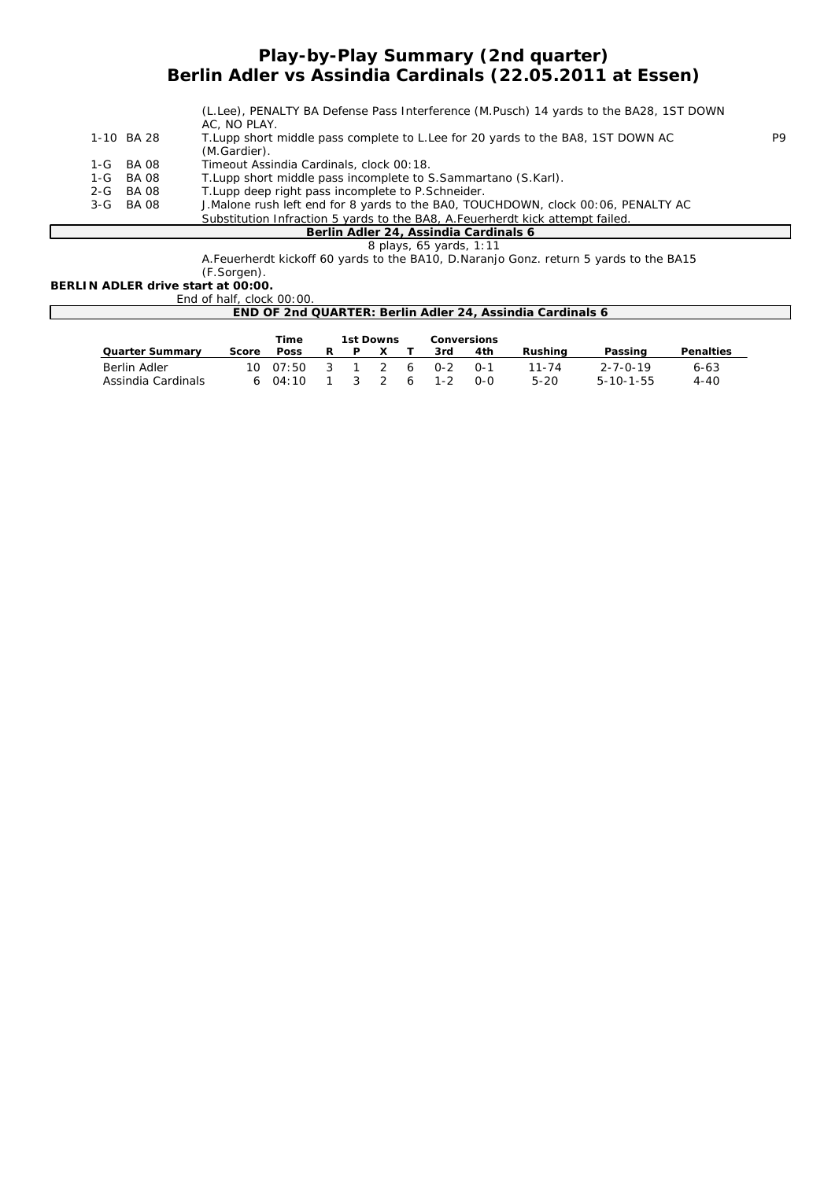# Play-by-Play Summary (2nd quarter)
# Berlin Adler vs Assindia Cardinals (22.05.2011 at Essen)

| | | |
|---|---|---|
| | (L.Lee), PENALTY BA Defense Pass Interference (M.Pusch) 14 yards to the BA28, 1ST DOWN AC, NO PLAY. | |
| 1-10 BA 28 | T.Lupp short middle pass complete to L.Lee for 20 yards to the BA8, 1ST DOWN AC (M.Gardier). | P9 |
| 1-G BA 08 | Timeout Assindia Cardinals, clock 00:18. | |
| 1-G BA 08 | T.Lupp short middle pass incomplete to S.Sammartano (S.Karl). | |
| 2-G BA 08 | T.Lupp deep right pass incomplete to P.Schneider. | |
| 3-G BA 08 | J.Malone rush left end for 8 yards to the BA0, TOUCHDOWN, clock 00:06, PENALTY AC Substitution Infraction 5 yards to the BA8, A.Feuerherdt kick attempt failed. | |

**Berlin Adler 24, Assindia Cardinals 6**

8 plays, 65 yards, 1:11

A.Feuerherdt kickoff 60 yards to the BA10, D.Naranjo Gonz. return 5 yards to the BA15 (F.Sorgen).

**BERLIN ADLER drive start at 00:00.**

*End of half, clock 00:00.*

**END OF 2nd QUARTER: Berlin Adler 24, Assindia Cardinals 6**

| Quarter Summary | Score | Time Poss | 1st Downs R | P | X | T | Conversions 3rd | 4th | Rushing | Passing | Penalties |
|---|---|---|---|---|---|---|---|---|---|---|---|
| Berlin Adler | 10 | 07:50 | 3 | 1 | 2 | 6 | 0-2 | 0-1 | 11-74 | 2-7-0-19 | 6-63 |
| Assindia Cardinals | 6 | 04:10 | 1 | 3 | 2 | 6 | 1-2 | 0-0 | 5-20 | 5-10-1-55 | 4-40 |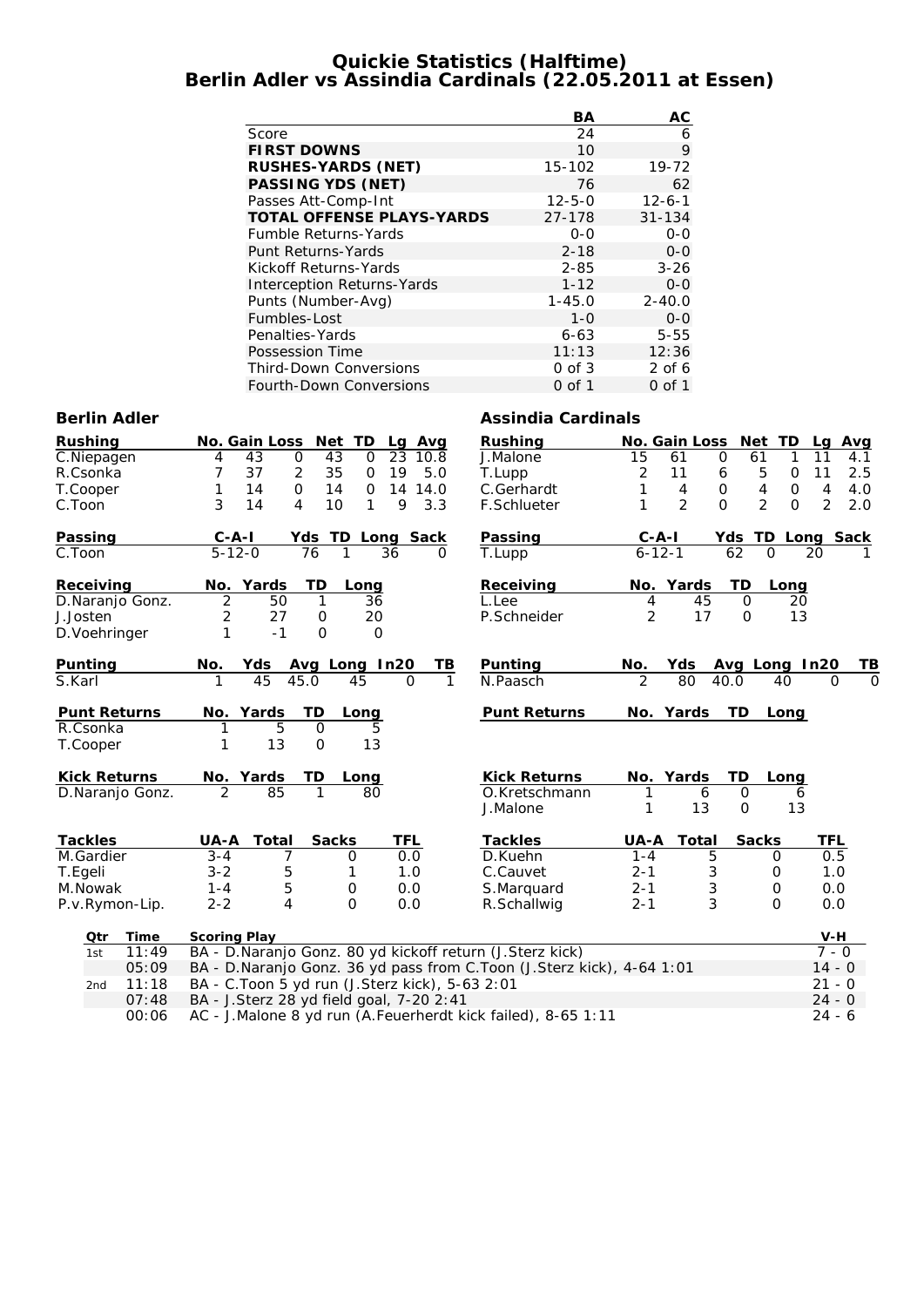# Quickie Statistics (Halftime)
# Berlin Adler vs Assindia Cardinals (22.05.2011 at Essen)

| | BA | AC |
|---|---|---|
| Score | 24 | 6 |
| **FIRST DOWNS** | 10 | 9 |
| **RUSHES-YARDS (NET)** | 15-102 | 19-72 |
| **PASSING YDS (NET)** | 76 | 62 |
| Passes Att-Comp-Int | 12-5-0 | 12-6-1 |
| **TOTAL OFFENSE PLAYS-YARDS** | 27-178 | 31-134 |
| Fumble Returns-Yards | 0-0 | 0-0 |
| Punt Returns-Yards | 2-18 | 0-0 |
| Kickoff Returns-Yards | 2-85 | 3-26 |
| Interception Returns-Yards | 1-12 | 0-0 |
| Punts (Number-Avg) | 1-45.0 | 2-40.0 |
| Fumbles-Lost | 1-0 | 0-0 |
| Penalties-Yards | 6-63 | 5-55 |
| Possession Time | 11:13 | 12:36 |
| Third-Down Conversions | 0 of 3 | 2 of 6 |
| Fourth-Down Conversions | 0 of 1 | 0 of 1 |

## Berlin Adler

| Rushing | No. | Gain | Loss | Net | TD | Lg | Avg |
|---|---|---|---|---|---|---|---|
| C.Niepagen | 4 | 43 | 0 | 43 | 0 | 23 | 10.8 |
| R.Csonka | 7 | 37 | 2 | 35 | 0 | 19 | 5.0 |
| T.Cooper | 1 | 14 | 0 | 14 | 0 | 14 | 14.0 |
| C.Toon | 3 | 14 | 4 | 10 | 1 | 9 | 3.3 |

| Passing | C-A-I | Yds | TD | Long | Sack |
|---|---|---|---|---|---|
| C.Toon | 5-12-0 | 76 | 1 | 36 | 0 |

| Receiving | No. | Yards | TD | Long |
|---|---|---|---|---|
| D.Naranjo Gonz. | 2 | 50 | 1 | 36 |
| J.Josten | 2 | 27 | 0 | 20 |
| D.Voehringer | 1 | -1 | 0 | 0 |

| Punting | No. | Yds | Avg | Long | In20 | TB |
|---|---|---|---|---|---|---|
| S.Karl | 1 | 45 | 45.0 | 45 | 0 | 1 |

| Punt Returns | No. | Yards | TD | Long |
|---|---|---|---|---|
| R.Csonka | 1 | 5 | 0 | 5 |
| T.Cooper | 1 | 13 | 0 | 13 |

| Kick Returns | No. | Yards | TD | Long |
|---|---|---|---|---|
| D.Naranjo Gonz. | 2 | 85 | 1 | 80 |

| Tackles | UA-A | Total | Sacks | TFL |
|---|---|---|---|---|
| M.Gardier | 3-4 | 7 | 0 | 0.0 |
| T.Egeli | 3-2 | 5 | 1 | 1.0 |
| M.Nowak | 1-4 | 5 | 0 | 0.0 |
| P.v.Rymon-Lip. | 2-2 | 4 | 0 | 0.0 |

## Assindia Cardinals

| Rushing | No. | Gain | Loss | Net | TD | Lg | Avg |
|---|---|---|---|---|---|---|---|
| J.Malone | 15 | 61 | 0 | 61 | 1 | 11 | 4.1 |
| T.Lupp | 2 | 11 | 6 | 5 | 0 | 11 | 2.5 |
| C.Gerhardt | 1 | 4 | 0 | 4 | 0 | 4 | 4.0 |
| F.Schlueter | 1 | 2 | 0 | 2 | 0 | 2 | 2.0 |

| Passing | C-A-I | Yds | TD | Long | Sack |
|---|---|---|---|---|---|
| T.Lupp | 6-12-1 | 62 | 0 | 20 | 1 |

| Receiving | No. | Yards | TD | Long |
|---|---|---|---|---|
| L.Lee | 4 | 45 | 0 | 20 |
| P.Schneider | 2 | 17 | 0 | 13 |

| Punting | No. | Yds | Avg | Long | In20 | TB |
|---|---|---|---|---|---|---|
| N.Paasch | 2 | 80 | 40.0 | 40 | 0 | 0 |

| Punt Returns | No. | Yards | TD | Long |
|---|---|---|---|---|

| Kick Returns | No. | Yards | TD | Long |
|---|---|---|---|---|
| O.Kretschmann | 1 | 6 | 0 | 6 |
| J.Malone | 1 | 13 | 0 | 13 |

| Tackles | UA-A | Total | Sacks | TFL |
|---|---|---|---|---|
| D.Kuehn | 1-4 | 5 | 0 | 0.5 |
| C.Cauvet | 2-1 | 3 | 0 | 1.0 |
| S.Marquard | 2-1 | 3 | 0 | 0.0 |
| R.Schallwig | 2-1 | 3 | 0 | 0.0 |

| Qtr | Time | Scoring Play | V-H |
|---|---|---|---|
| 1st | 11:49 | BA - D.Naranjo Gonz. 80 yd kickoff return (J.Sterz kick) | 7 - 0 |
| | 05:09 | BA - D.Naranjo Gonz. 36 yd pass from C.Toon (J.Sterz kick), 4-64 1:01 | 14 - 0 |
| 2nd | 11:18 | BA - C.Toon 5 yd run (J.Sterz kick), 5-63 2:01 | 21 - 0 |
| | 07:48 | BA - J.Sterz 28 yd field goal, 7-20 2:41 | 24 - 0 |
| | 00:06 | AC - J.Malone 8 yd run (A.Feuerherdt kick failed), 8-65 1:11 | 24 - 6 |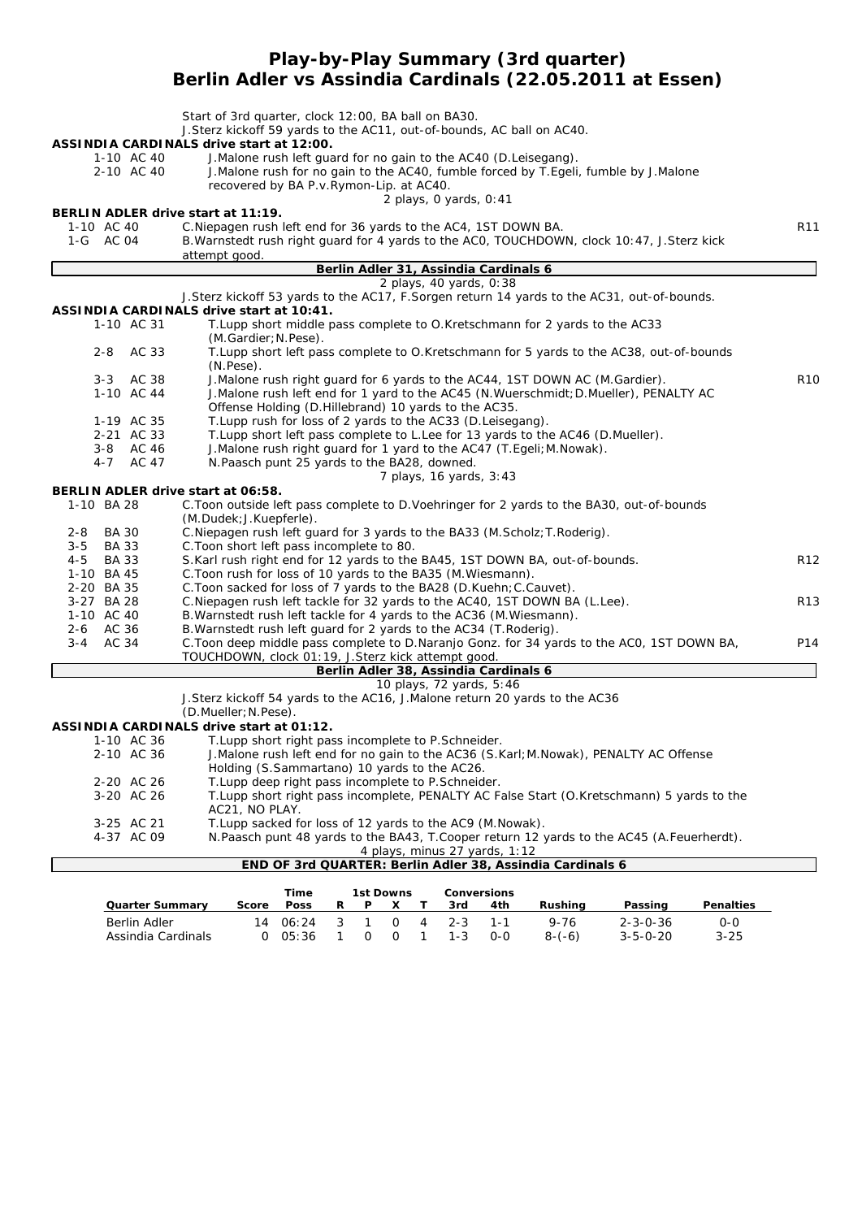# Play-by-Play Summary (3rd quarter)
## Berlin Adler vs Assindia Cardinals (22.05.2011 at Essen)

Start of 3rd quarter, clock 12:00, BA ball on BA30.
J.Sterz kickoff 59 yards to the AC11, out-of-bounds, AC ball on AC40.

**ASSINDIA CARDINALS drive start at 12:00.**

| | | |
|---|---|---|
| 1-10 AC 40 | J.Malone rush left guard for no gain to the AC40 (D.Leisegang). | |
| 2-10 AC 40 | J.Malone rush for no gain to the AC40, fumble forced by T.Egeli, fumble by J.Malone recovered by BA P.v.Rymon-Lip. at AC40. | |

2 plays, 0 yards, 0:41

**BERLIN ADLER drive start at 11:19.**

| | | |
|---|---|---|
| 1-10 AC 40 | C.Niepagen rush left end for 36 yards to the AC4, 1ST DOWN BA. | R11 |
| 1-G AC 04 | B.Warnstedt rush right guard for 4 yards to the AC0, TOUCHDOWN, clock 10:47, J.Sterz kick attempt good. | |

**Berlin Adler 31, Assindia Cardinals 6**

2 plays, 40 yards, 0:38

J.Sterz kickoff 53 yards to the AC17, F.Sorgen return 14 yards to the AC31, out-of-bounds.

**ASSINDIA CARDINALS drive start at 10:41.**

| | | |
|---|---|---|
| 1-10 AC 31 | T.Lupp short middle pass complete to O.Kretschmann for 2 yards to the AC33 (M.Gardier;N.Pese). | |
| 2-8 AC 33 | T.Lupp short left pass complete to O.Kretschmann for 5 yards to the AC38, out-of-bounds (N.Pese). | |
| 3-3 AC 38 | J.Malone rush right guard for 6 yards to the AC44, 1ST DOWN AC (M.Gardier). | R10 |
| 1-10 AC 44 | J.Malone rush left end for 1 yard to the AC45 (N.Wuerschmidt;D.Mueller), PENALTY AC Offense Holding (D.Hillebrand) 10 yards to the AC35. | |
| 1-19 AC 35 | T.Lupp rush for loss of 2 yards to the AC33 (D.Leisegang). | |
| 2-21 AC 33 | T.Lupp short left pass complete to L.Lee for 13 yards to the AC46 (D.Mueller). | |
| 3-8 AC 46 | J.Malone rush right guard for 1 yard to the AC47 (T.Egeli;M.Nowak). | |
| 4-7 AC 47 | N.Paasch punt 25 yards to the BA28, downed. | |

7 plays, 16 yards, 3:43

**BERLIN ADLER drive start at 06:58.**

| | | |
|---|---|---|
| 1-10 BA 28 | C.Toon outside left pass complete to D.Voehringer for 2 yards to the BA30, out-of-bounds (M.Dudek;J.Kuepferle). | |
| 2-8 BA 30 | C.Niepagen rush left guard for 3 yards to the BA33 (M.Scholz;T.Roderig). | |
| 3-5 BA 33 | C.Toon short left pass incomplete to 80. | |
| 4-5 BA 33 | S.Karl rush right end for 12 yards to the BA45, 1ST DOWN BA, out-of-bounds. | R12 |
| 1-10 BA 45 | C.Toon rush for loss of 10 yards to the BA35 (M.Wiesmann). | |
| 2-20 BA 35 | C.Toon sacked for loss of 7 yards to the BA28 (D.Kuehn;C.Cauvet). | |
| 3-27 BA 28 | C.Niepagen rush left tackle for 32 yards to the AC40, 1ST DOWN BA (L.Lee). | R13 |
| 1-10 AC 40 | B.Warnstedt rush left tackle for 4 yards to the AC36 (M.Wiesmann). | |
| 2-6 AC 36 | B.Warnstedt rush left guard for 2 yards to the AC34 (T.Roderig). | |
| 3-4 AC 34 | C.Toon deep middle pass complete to D.Naranjo Gonz. for 34 yards to the AC0, 1ST DOWN BA, TOUCHDOWN, clock 01:19, J.Sterz kick attempt good. | P14 |

**Berlin Adler 38, Assindia Cardinals 6**

10 plays, 72 yards, 5:46

J.Sterz kickoff 54 yards to the AC16, J.Malone return 20 yards to the AC36 (D.Mueller;N.Pese).

**ASSINDIA CARDINALS drive start at 01:12.**

| | | |
|---|---|---|
| 1-10 AC 36 | T.Lupp short right pass incomplete to P.Schneider. | |
| 2-10 AC 36 | J.Malone rush left end for no gain to the AC36 (S.Karl;M.Nowak), PENALTY AC Offense Holding (S.Sammartano) 10 yards to the AC26. | |
| 2-20 AC 26 | T.Lupp deep right pass incomplete to P.Schneider. | |
| 3-20 AC 26 | T.Lupp short right pass incomplete, PENALTY AC False Start (O.Kretschmann) 5 yards to the AC21, NO PLAY. | |
| 3-25 AC 21 | T.Lupp sacked for loss of 12 yards to the AC9 (M.Nowak). | |
| 4-37 AC 09 | N.Paasch punt 48 yards to the BA43, T.Cooper return 12 yards to the AC45 (A.Feuerherdt). | |

4 plays, minus 27 yards, 1:12

**END OF 3rd QUARTER: Berlin Adler 38, Assindia Cardinals 6**

| Quarter Summary | Score | Time Poss | 1st Downs R | P | X | T | Conversions 3rd | 4th | Rushing | Passing | Penalties |
|---|---|---|---|---|---|---|---|---|---|---|---|
| Berlin Adler | 14 | 06:24 | 3 | 1 | 0 | 4 | 2-3 | 1-1 | 9-76 | 2-3-0-36 | 0-0 |
| Assindia Cardinals | 0 | 05:36 | 1 | 0 | 0 | 1 | 1-3 | 0-0 | 8-(-6) | 3-5-0-20 | 3-25 |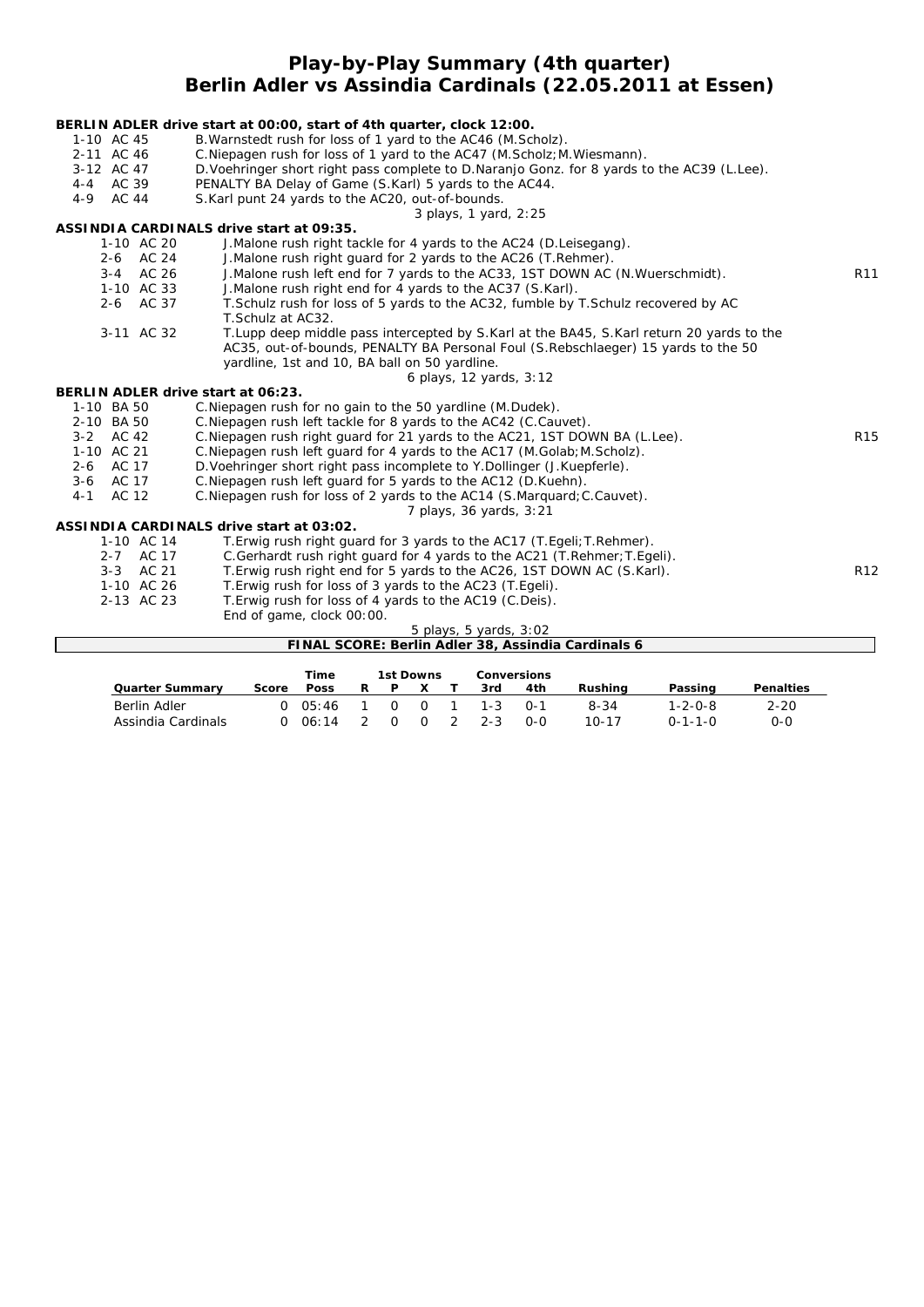# Play-by-Play Summary (4th quarter)
# Berlin Adler vs Assindia Cardinals (22.05.2011 at Essen)

**BERLIN ADLER drive start at 00:00, start of 4th quarter, clock 12:00.**

| Down | Play | |
|---|---|---|
| 1-10 AC 45 | B.Warnstedt rush for loss of 1 yard to the AC46 (M.Scholz). | |
| 2-11 AC 46 | C.Niepagen rush for loss of 1 yard to the AC47 (M.Scholz;M.Wiesmann). | |
| 3-12 AC 47 | D.Voehringer short right pass complete to D.Naranjo Gonz. for 8 yards to the AC39 (L.Lee). | |
| 4-4 AC 39 | PENALTY BA Delay of Game (S.Karl) 5 yards to the AC44. | |
| 4-9 AC 44 | S.Karl punt 24 yards to the AC20, out-of-bounds. | |
| | 3 plays, 1 yard, 2:25 | |

**ASSINDIA CARDINALS drive start at 09:35.**

| Down | Play | |
|---|---|---|
| 1-10 AC 20 | J.Malone rush right tackle for 4 yards to the AC24 (D.Leisegang). | |
| 2-6 AC 24 | J.Malone rush right guard for 2 yards to the AC26 (T.Rehmer). | |
| 3-4 AC 26 | J.Malone rush left end for 7 yards to the AC33, 1ST DOWN AC (N.Wuerschmidt). | R11 |
| 1-10 AC 33 | J.Malone rush right end for 4 yards to the AC37 (S.Karl). | |
| 2-6 AC 37 | T.Schulz rush for loss of 5 yards to the AC32, fumble by T.Schulz recovered by AC T.Schulz at AC32. | |
| 3-11 AC 32 | T.Lupp deep middle pass intercepted by S.Karl at the BA45, S.Karl return 20 yards to the AC35, out-of-bounds, PENALTY BA Personal Foul (S.Rebschlaeger) 15 yards to the 50 yardline, 1st and 10, BA ball on 50 yardline. | |
| | 6 plays, 12 yards, 3:12 | |

**BERLIN ADLER drive start at 06:23.**

| Down | Play | |
|---|---|---|
| 1-10 BA 50 | C.Niepagen rush for no gain to the 50 yardline (M.Dudek). | |
| 2-10 BA 50 | C.Niepagen rush left tackle for 8 yards to the AC42 (C.Cauvet). | |
| 3-2 AC 42 | C.Niepagen rush right guard for 21 yards to the AC21, 1ST DOWN BA (L.Lee). | R15 |
| 1-10 AC 21 | C.Niepagen rush left guard for 4 yards to the AC17 (M.Golab;M.Scholz). | |
| 2-6 AC 17 | D.Voehringer short right pass incomplete to Y.Dollinger (J.Kuepferle). | |
| 3-6 AC 17 | C.Niepagen rush left guard for 5 yards to the AC12 (D.Kuehn). | |
| 4-1 AC 12 | C.Niepagen rush for loss of 2 yards to the AC14 (S.Marquard;C.Cauvet). | |
| | 7 plays, 36 yards, 3:21 | |

**ASSINDIA CARDINALS drive start at 03:02.**

| Down | Play | |
|---|---|---|
| 1-10 AC 14 | T.Erwig rush right guard for 3 yards to the AC17 (T.Egeli;T.Rehmer). | |
| 2-7 AC 17 | C.Gerhardt rush right guard for 4 yards to the AC21 (T.Rehmer;T.Egeli). | |
| 3-3 AC 21 | T.Erwig rush right end for 5 yards to the AC26, 1ST DOWN AC (S.Karl). | R12 |
| 1-10 AC 26 | T.Erwig rush for loss of 3 yards to the AC23 (T.Egeli). | |
| 2-13 AC 23 | T.Erwig rush for loss of 4 yards to the AC19 (C.Deis). End of game, clock 00:00. | |
| | 5 plays, 5 yards, 3:02 | |

**FINAL SCORE: Berlin Adler 38, Assindia Cardinals 6**

| Quarter Summary | Score | Time Poss | 1st Downs R | P | X | T | Conversions 3rd | 4th | Rushing | Passing | Penalties |
|---|---|---|---|---|---|---|---|---|---|---|---|
| Berlin Adler | 0 | 05:46 | 1 | 0 | 0 | 1 | 1-3 | 0-1 | 8-34 | 1-2-0-8 | 2-20 |
| Assindia Cardinals | 0 | 06:14 | 2 | 0 | 0 | 2 | 2-3 | 0-0 | 10-17 | 0-1-1-0 | 0-0 |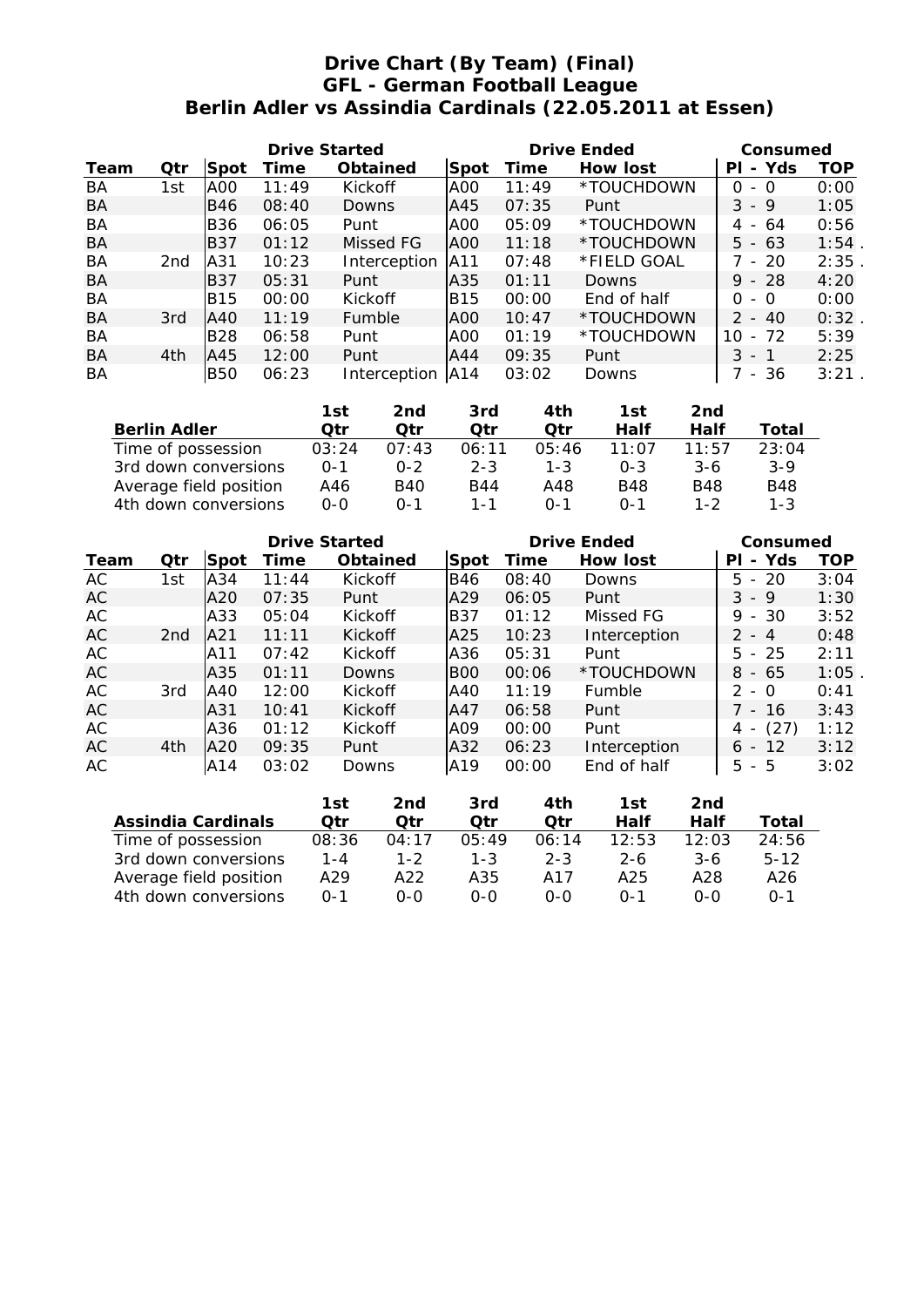# Drive Chart (By Team) (Final)
## GFL - German Football League
## Berlin Adler vs Assindia Cardinals (22.05.2011 at Essen)

| | | Drive Started | | | Drive Ended | | | Consumed | |
|---|---|---|---|---|---|---|---|---|---|
| Team | Qtr | Spot | Time | Obtained | Spot | Time | How lost | Pl - Yds | TOP |
| BA | 1st | A00 | 11:49 | Kickoff | A00 | 11:49 | *TOUCHDOWN | 0 - 0 | 0:00 |
| BA | | B46 | 08:40 | Downs | A45 | 07:35 | Punt | 3 - 9 | 1:05 |
| BA | | B36 | 06:05 | Punt | A00 | 05:09 | *TOUCHDOWN | 4 - 64 | 0:56 |
| BA | | B37 | 01:12 | Missed FG | A00 | 11:18 | *TOUCHDOWN | 5 - 63 | 1:54 . |
| BA | 2nd | A31 | 10:23 | Interception | A11 | 07:48 | *FIELD GOAL | 7 - 20 | 2:35 . |
| BA | | B37 | 05:31 | Punt | A35 | 01:11 | Downs | 9 - 28 | 4:20 |
| BA | | B15 | 00:00 | Kickoff | B15 | 00:00 | End of half | 0 - 0 | 0:00 |
| BA | 3rd | A40 | 11:19 | Fumble | A00 | 10:47 | *TOUCHDOWN | 2 - 40 | 0:32 . |
| BA | | B28 | 06:58 | Punt | A00 | 01:19 | *TOUCHDOWN | 10 - 72 | 5:39 |
| BA | 4th | A45 | 12:00 | Punt | A44 | 09:35 | Punt | 3 - 1 | 2:25 |
| BA | | B50 | 06:23 | Interception | A14 | 03:02 | Downs | 7 - 36 | 3:21 . |

| Berlin Adler | 1st Qtr | 2nd Qtr | 3rd Qtr | 4th Qtr | 1st Half | 2nd Half | Total |
|---|---|---|---|---|---|---|---|
| Time of possession | 03:24 | 07:43 | 06:11 | 05:46 | 11:07 | 11:57 | 23:04 |
| 3rd down conversions | 0-1 | 0-2 | 2-3 | 1-3 | 0-3 | 3-6 | 3-9 |
| Average field position | A46 | B40 | B44 | A48 | B48 | B48 | B48 |
| 4th down conversions | 0-0 | 0-1 | 1-1 | 0-1 | 0-1 | 1-2 | 1-3 |

| | | Drive Started | | | Drive Ended | | | Consumed | |
|---|---|---|---|---|---|---|---|---|---|
| Team | Qtr | Spot | Time | Obtained | Spot | Time | How lost | Pl - Yds | TOP |
| AC | 1st | A34 | 11:44 | Kickoff | B46 | 08:40 | Downs | 5 - 20 | 3:04 |
| AC | | A20 | 07:35 | Punt | A29 | 06:05 | Punt | 3 - 9 | 1:30 |
| AC | | A33 | 05:04 | Kickoff | B37 | 01:12 | Missed FG | 9 - 30 | 3:52 |
| AC | 2nd | A21 | 11:11 | Kickoff | A25 | 10:23 | Interception | 2 - 4 | 0:48 |
| AC | | A11 | 07:42 | Kickoff | A36 | 05:31 | Punt | 5 - 25 | 2:11 |
| AC | | A35 | 01:11 | Downs | B00 | 00:06 | *TOUCHDOWN | 8 - 65 | 1:05 . |
| AC | 3rd | A40 | 12:00 | Kickoff | A40 | 11:19 | Fumble | 2 - 0 | 0:41 |
| AC | | A31 | 10:41 | Kickoff | A47 | 06:58 | Punt | 7 - 16 | 3:43 |
| AC | | A36 | 01:12 | Kickoff | A09 | 00:00 | Punt | 4 - (27) | 1:12 |
| AC | 4th | A20 | 09:35 | Punt | A32 | 06:23 | Interception | 6 - 12 | 3:12 |
| AC | | A14 | 03:02 | Downs | A19 | 00:00 | End of half | 5 - 5 | 3:02 |

| Assindia Cardinals | 1st Qtr | 2nd Qtr | 3rd Qtr | 4th Qtr | 1st Half | 2nd Half | Total |
|---|---|---|---|---|---|---|---|
| Time of possession | 08:36 | 04:17 | 05:49 | 06:14 | 12:53 | 12:03 | 24:56 |
| 3rd down conversions | 1-4 | 1-2 | 1-3 | 2-3 | 2-6 | 3-6 | 5-12 |
| Average field position | A29 | A22 | A35 | A17 | A25 | A28 | A26 |
| 4th down conversions | 0-1 | 0-0 | 0-0 | 0-0 | 0-1 | 0-0 | 0-1 |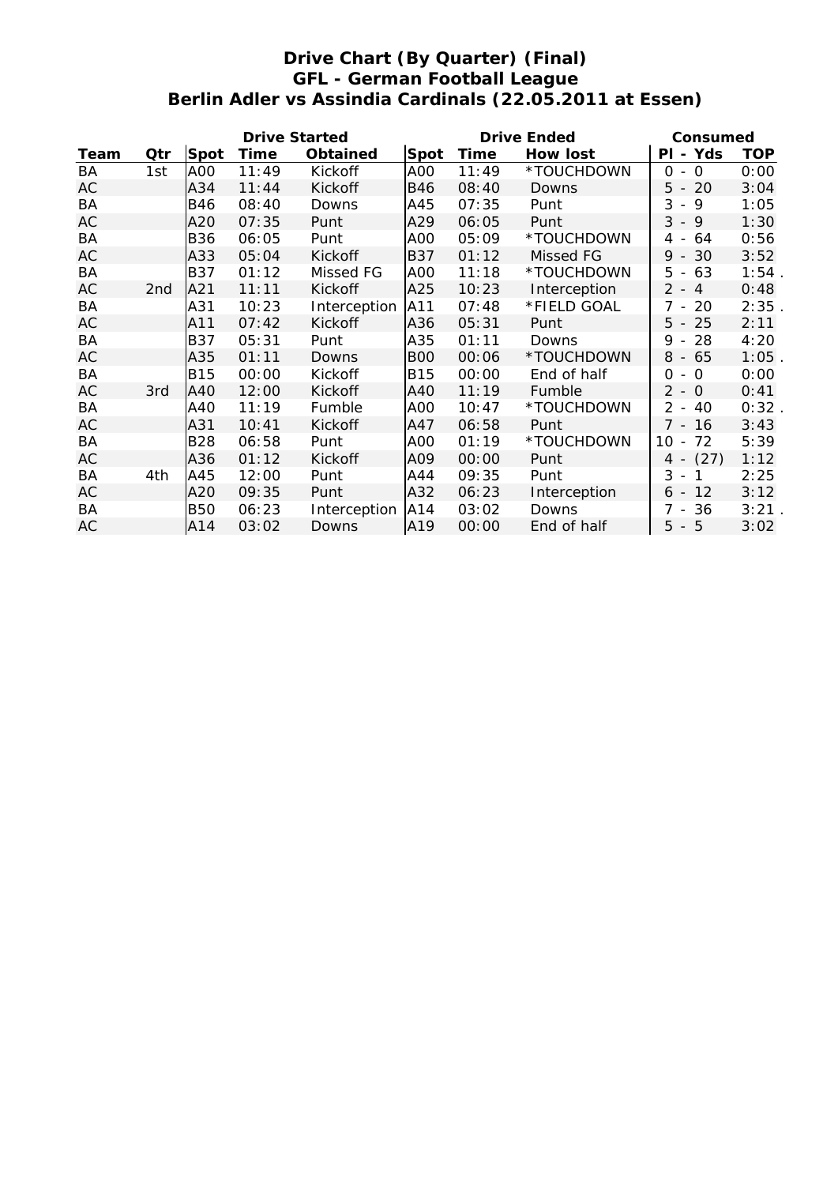**Drive Chart (By Quarter) (Final)**
**GFL - German Football League**
**Berlin Adler vs Assindia Cardinals (22.05.2011 at Essen)**

| | | Drive Started | | | Drive Ended | | | Consumed | |
|---|---|---|---|---|---|---|---|---|---|
| **Team** | **Qtr** | **Spot** | **Time** | **Obtained** | **Spot** | **Time** | **How lost** | **Pl - Yds** | **TOP** |
| BA | 1st | A00 | 11:49 | Kickoff | A00 | 11:49 | *TOUCHDOWN | 0 - 0 | 0:00 |
| AC | | A34 | 11:44 | Kickoff | B46 | 08:40 | Downs | 5 - 20 | 3:04 |
| BA | | B46 | 08:40 | Downs | A45 | 07:35 | Punt | 3 - 9 | 1:05 |
| AC | | A20 | 07:35 | Punt | A29 | 06:05 | Punt | 3 - 9 | 1:30 |
| BA | | B36 | 06:05 | Punt | A00 | 05:09 | *TOUCHDOWN | 4 - 64 | 0:56 |
| AC | | A33 | 05:04 | Kickoff | B37 | 01:12 | Missed FG | 9 - 30 | 3:52 |
| BA | | B37 | 01:12 | Missed FG | A00 | 11:18 | *TOUCHDOWN | 5 - 63 | 1:54 . |
| AC | 2nd | A21 | 11:11 | Kickoff | A25 | 10:23 | Interception | 2 - 4 | 0:48 |
| BA | | A31 | 10:23 | Interception | A11 | 07:48 | *FIELD GOAL | 7 - 20 | 2:35 . |
| AC | | A11 | 07:42 | Kickoff | A36 | 05:31 | Punt | 5 - 25 | 2:11 |
| BA | | B37 | 05:31 | Punt | A35 | 01:11 | Downs | 9 - 28 | 4:20 |
| AC | | A35 | 01:11 | Downs | B00 | 00:06 | *TOUCHDOWN | 8 - 65 | 1:05 . |
| BA | | B15 | 00:00 | Kickoff | B15 | 00:00 | End of half | 0 - 0 | 0:00 |
| AC | 3rd | A40 | 12:00 | Kickoff | A40 | 11:19 | Fumble | 2 - 0 | 0:41 |
| BA | | A40 | 11:19 | Fumble | A00 | 10:47 | *TOUCHDOWN | 2 - 40 | 0:32 . |
| AC | | A31 | 10:41 | Kickoff | A47 | 06:58 | Punt | 7 - 16 | 3:43 |
| BA | | B28 | 06:58 | Punt | A00 | 01:19 | *TOUCHDOWN | 10 - 72 | 5:39 |
| AC | | A36 | 01:12 | Kickoff | A09 | 00:00 | Punt | 4 - (27) | 1:12 |
| BA | 4th | A45 | 12:00 | Punt | A44 | 09:35 | Punt | 3 - 1 | 2:25 |
| AC | | A20 | 09:35 | Punt | A32 | 06:23 | Interception | 6 - 12 | 3:12 |
| BA | | B50 | 06:23 | Interception | A14 | 03:02 | Downs | 7 - 36 | 3:21 . |
| AC | | A14 | 03:02 | Downs | A19 | 00:00 | End of half | 5 - 5 | 3:02 |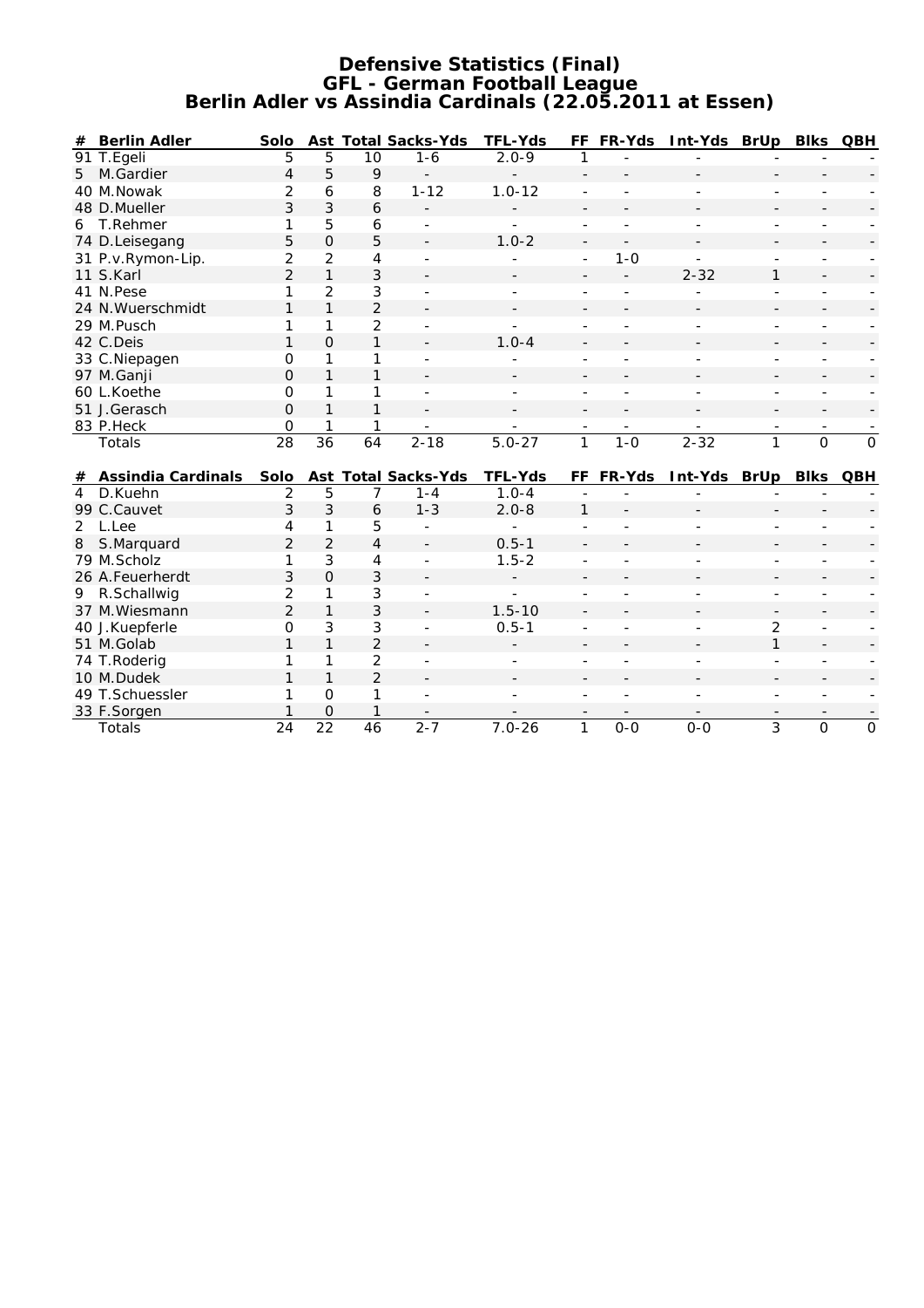# Defensive Statistics (Final)
## GFL - German Football League
## Berlin Adler vs Assindia Cardinals (22.05.2011 at Essen)

| # | Berlin Adler | Solo | Ast | Total | Sacks-Yds | TFL-Yds | FF | FR-Yds | Int-Yds | BrUp | Blks | QBH |
|---|---|---|---|---|---|---|---|---|---|---|---|---|
| 91 | T.Egeli | 5 | 5 | 10 | 1-6 | 2.0-9 | 1 | - | - | - | - | - |
| 5 | M.Gardier | 4 | 5 | 9 | - | - | - | - | - | - | - | - |
| 40 | M.Nowak | 2 | 6 | 8 | 1-12 | 1.0-12 | - | - | - | - | - | - |
| 48 | D.Mueller | 3 | 3 | 6 | - | - | - | - | - | - | - | - |
| 6 | T.Rehmer | 1 | 5 | 6 | - | - | - | - | - | - | - | - |
| 74 | D.Leisegang | 5 | 0 | 5 | - | 1.0-2 | - | - | - | - | - | - |
| 31 | P.v.Rymon-Lip. | 2 | 2 | 4 | - | - | - | 1-0 | - | - | - | - |
| 11 | S.Karl | 2 | 1 | 3 | - | - | - | - | 2-32 | 1 | - | - |
| 41 | N.Pese | 1 | 2 | 3 | - | - | - | - | - | - | - | - |
| 24 | N.Wuerschmidt | 1 | 1 | 2 | - | - | - | - | - | - | - | - |
| 29 | M.Pusch | 1 | 1 | 2 | - | - | - | - | - | - | - | - |
| 42 | C.Deis | 1 | 0 | 1 | - | 1.0-4 | - | - | - | - | - | - |
| 33 | C.Niepagen | 0 | 1 | 1 | - | - | - | - | - | - | - | - |
| 97 | M.Ganji | 0 | 1 | 1 | - | - | - | - | - | - | - | - |
| 60 | L.Koethe | 0 | 1 | 1 | - | - | - | - | - | - | - | - |
| 51 | J.Gerasch | 0 | 1 | 1 | - | - | - | - | - | - | - | - |
| 83 | P.Heck | 0 | 1 | 1 | - | - | - | - | - | - | - | - |
| | Totals | 28 | 36 | 64 | 2-18 | 5.0-27 | 1 | 1-0 | 2-32 | 1 | 0 | 0 |

| # | Assindia Cardinals | Solo | Ast | Total | Sacks-Yds | TFL-Yds | FF | FR-Yds | Int-Yds | BrUp | Blks | QBH |
|---|---|---|---|---|---|---|---|---|---|---|---|---|
| 4 | D.Kuehn | 2 | 5 | 7 | 1-4 | 1.0-4 | - | - | - | - | - | - |
| 99 | C.Cauvet | 3 | 3 | 6 | 1-3 | 2.0-8 | 1 | - | - | - | - | - |
| 2 | L.Lee | 4 | 1 | 5 | - | - | - | - | - | - | - | - |
| 8 | S.Marquard | 2 | 2 | 4 | - | 0.5-1 | - | - | - | - | - | - |
| 79 | M.Scholz | 1 | 3 | 4 | - | 1.5-2 | - | - | - | - | - | - |
| 26 | A.Feuerherdt | 3 | 0 | 3 | - | - | - | - | - | - | - | - |
| 9 | R.Schallwig | 2 | 1 | 3 | - | - | - | - | - | - | - | - |
| 37 | M.Wiesmann | 2 | 1 | 3 | - | 1.5-10 | - | - | - | - | - | - |
| 40 | J.Kuepferle | 0 | 3 | 3 | - | 0.5-1 | - | - | - | 2 | - | - |
| 51 | M.Golab | 1 | 1 | 2 | - | - | - | - | - | 1 | - | - |
| 74 | T.Roderig | 1 | 1 | 2 | - | - | - | - | - | - | - | - |
| 10 | M.Dudek | 1 | 1 | 2 | - | - | - | - | - | - | - | - |
| 49 | T.Schuessler | 1 | 0 | 1 | - | - | - | - | - | - | - | - |
| 33 | F.Sorgen | 1 | 0 | 1 | - | - | - | - | - | - | - | - |
| | Totals | 24 | 22 | 46 | 2-7 | 7.0-26 | 1 | 0-0 | 0-0 | 3 | 0 | 0 |